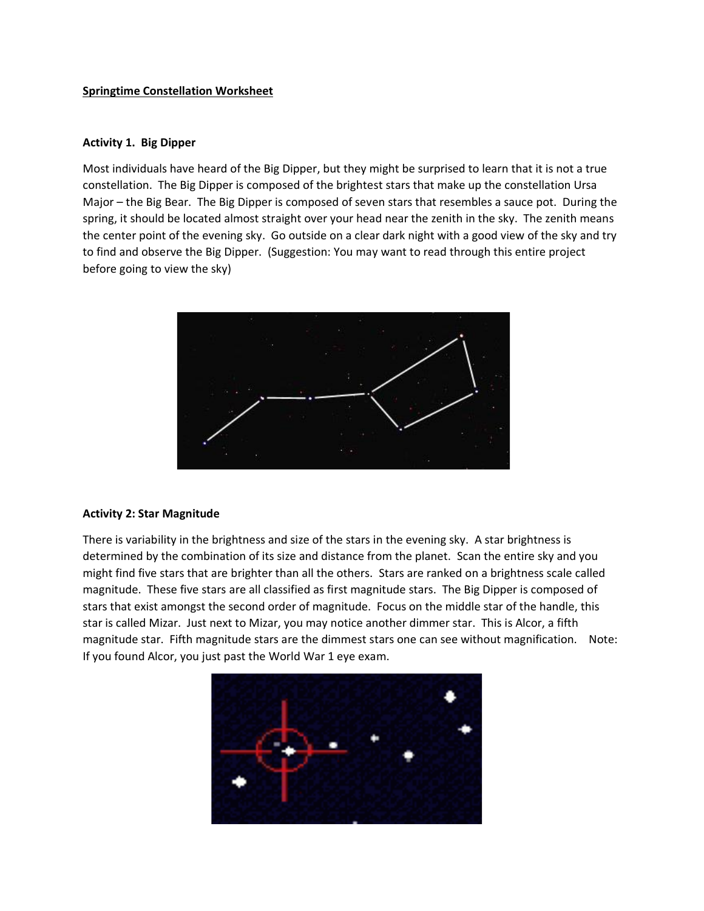**Springtime Constellation Worksheet**

**Activity 1. Big Dipper**

Most individuals have heard of the Big Dipper, but they might be surprised to learn that it is not a true constellation. The Big Dipper is composed of the brightest stars that make up the constellation Ursa Major – the Big Bear. The Big Dipper is composed of seven stars that resembles a sauce pot. During the spring, it should be located almost straight over your head near the zenith in the sky. The zenith means the center point of the evening sky. Go outside on a clear dark night with a good view of the sky and try to find and observe the Big Dipper. (Suggestion: You may want to read through this entire project before going to view the sky)

**Activity 2: Star Magnitude**

There is variability in the brightness and size of the stars in the evening sky. A star brightness is determined by the combination of its size and distance from the planet. Scan the entire sky and you might find five stars that are brighter than all the others. Stars are ranked on a brightness scale called magnitude. These five stars are all classified as first magnitude stars. The Big Dipper is composed of stars that exist amongst the second order of magnitude. Focus on the middle star of the handle, this star is called Mizar. Just next to Mizar, you may notice another dimmer star. This is Alcor, a fifth magnitude star. Fifth magnitude stars are the dimmest stars one can see without magnification. Note: If you found Alcor, you just past the World War 1 eye exam.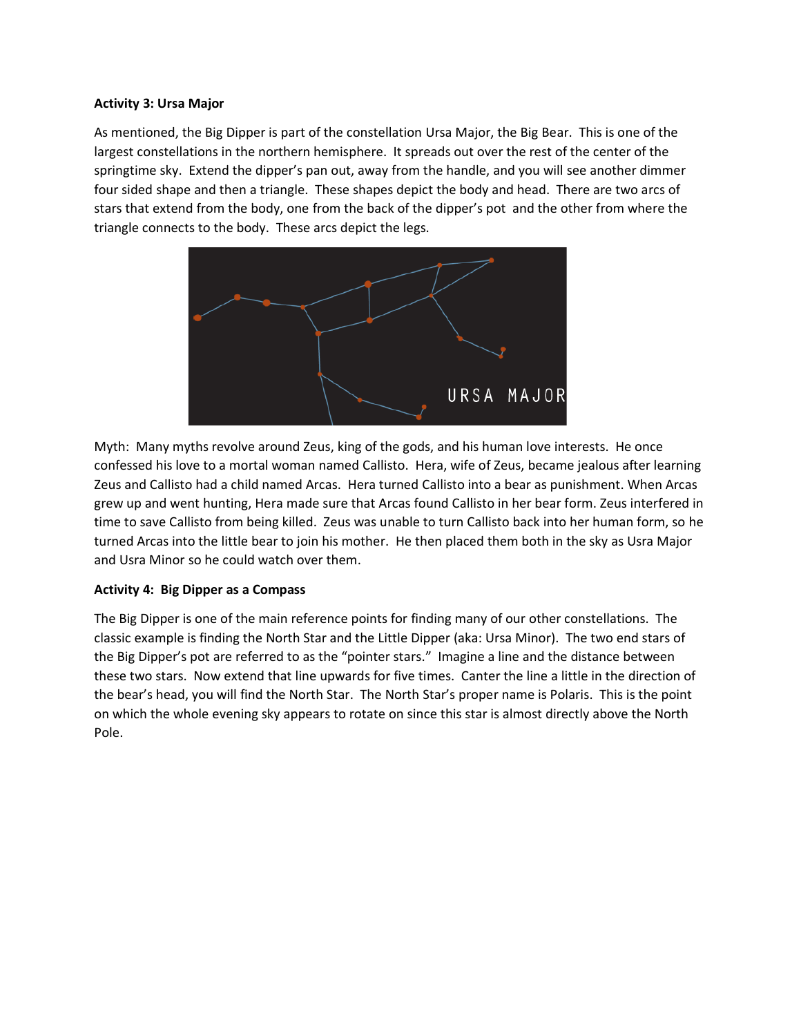**Activity 3: Ursa Major**

As mentioned, the Big Dipper is part of the constellation Ursa Major, the Big Bear. This is one of the largest constellations in the northern hemisphere. It spreads out over the rest of the center of the springtime sky. Extend the dipper's pan out, away from the handle, and you will see another dimmer four sided shape and then a triangle. These shapes depict the body and head. There are two arcs of stars that extend from the body, one from the back of the dipper's pot and the other from where the triangle connects to the body. These arcs depict the legs.

Myth: Many myths revolve around Zeus, king of the gods, and his human love interests. He once confessed his love to a mortal woman named Callisto. Hera, wife of Zeus, became jealous after learning Zeus and Callisto had a child named Arcas. Hera turned Callisto into a bear as punishment. When Arcas grew up and went hunting, Hera made sure that Arcas found Callisto in her bear form. Zeus interfered in time to save Callisto from being killed. Zeus was unable to turn Callisto back into her human form, so he turned Arcas into the little bear to join his mother. He then placed them both in the sky as Usra Major and Usra Minor so he could watch over them.

**Activity 4: Big Dipper as a Compass**

The Big Dipper is one of the main reference points for finding many of our other constellations. The classic example is finding the North Star and the Little Dipper (aka: Ursa Minor). The two end stars of the Big Dipper's pot are referred to as the "pointer stars." Imagine a line and the distance between these two stars. Now extend that line upwards for five times. Canter the line a little in the direction of the bear's head, you will find the North Star. The North Star's proper name is Polaris. This is the point on which the whole evening sky appears to rotate on since this star is almost directly above the North Pole.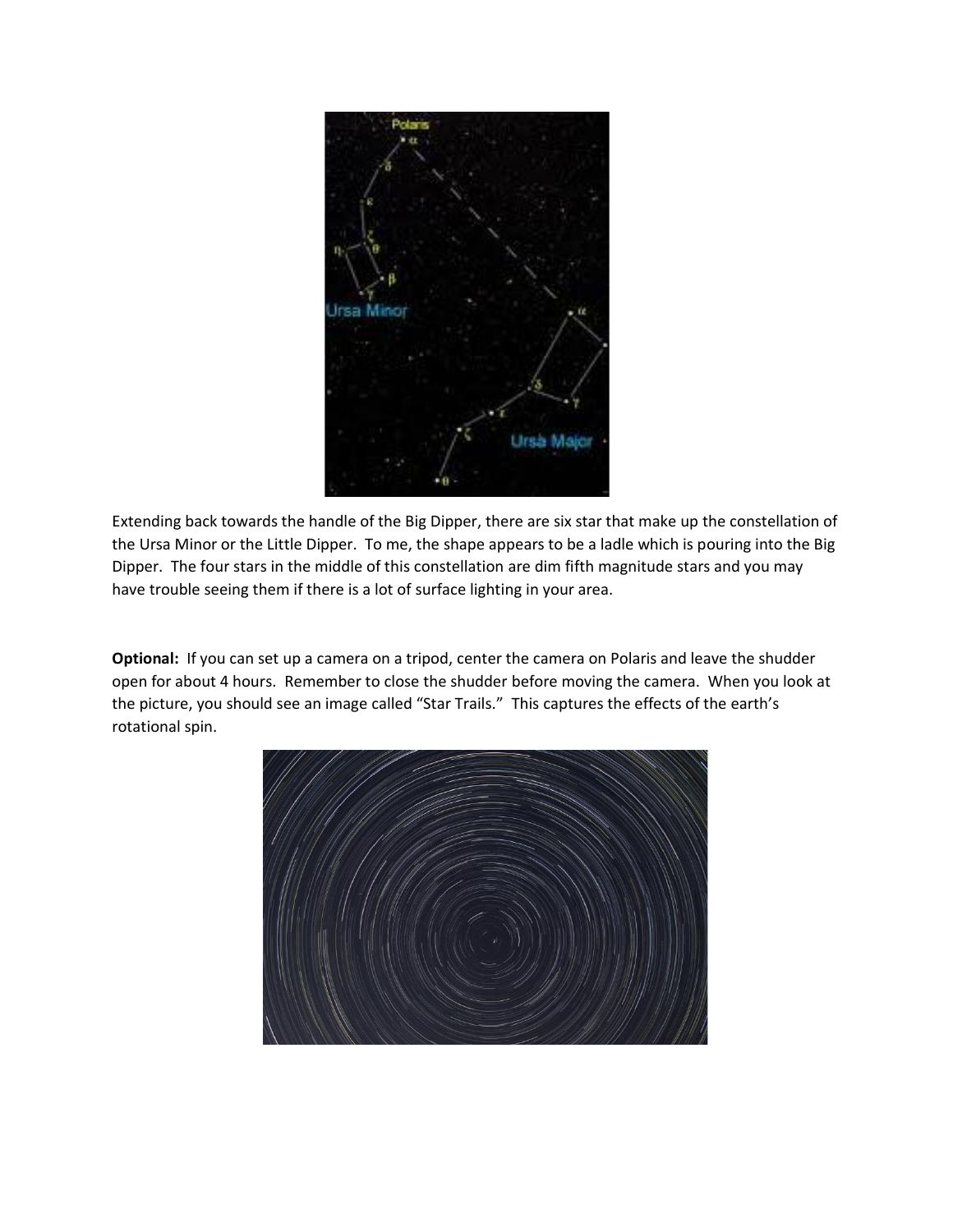Extending back towards the handle of the Big Dipper, there are six star that make up the constellation of the Ursa Minor or the Little Dipper. To me, the shape appears to be a ladle which is pouring into the Big Dipper. The four stars in the middle of this constellation are dim fifth magnitude stars and you may have trouble seeing them if there is a lot of surface lighting in your area.

**Optional:** If you can set up a camera on a tripod, center the camera on Polaris and leave the shudder open for about 4 hours. Remember to close the shudder before moving the camera. When you look at the picture, you should see an image called "Star Trails." This captures the effects of the earth's rotational spin.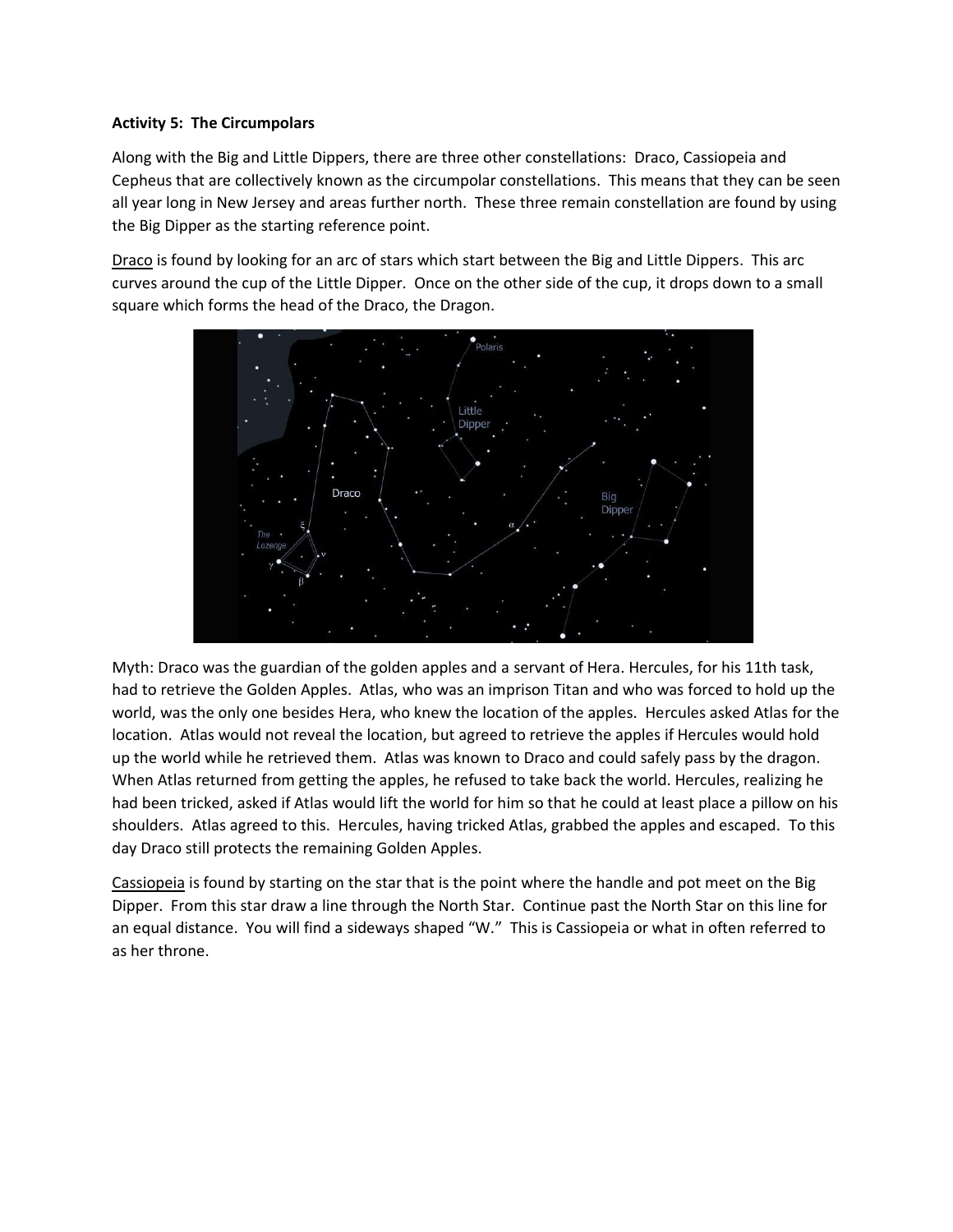**Activity 5: The Circumpolars**

Along with the Big and Little Dippers, there are three other constellations: Draco, Cassiopeia and Cepheus that are collectively known as the circumpolar constellations. This means that they can be seen all year long in New Jersey and areas further north. These three remain constellation are found by using the Big Dipper as the starting reference point.

Draco is found by looking for an arc of stars which start between the Big and Little Dippers. This arc curves around the cup of the Little Dipper. Once on the other side of the cup, it drops down to a small square which forms the head of the Draco, the Dragon.

Myth: Draco was the guardian of the golden apples and a servant of Hera. Hercules, for his 11th task, had to retrieve the Golden Apples. Atlas, who was an imprison Titan and who was forced to hold up the world, was the only one besides Hera, who knew the location of the apples. Hercules asked Atlas for the location. Atlas would not reveal the location, but agreed to retrieve the apples if Hercules would hold up the world while he retrieved them. Atlas was known to Draco and could safely pass by the dragon. When Atlas returned from getting the apples, he refused to take back the world. Hercules, realizing he had been tricked, asked if Atlas would lift the world for him so that he could at least place a pillow on his shoulders. Atlas agreed to this. Hercules, having tricked Atlas, grabbed the apples and escaped. To this day Draco still protects the remaining Golden Apples.

Cassiopeia is found by starting on the star that is the point where the handle and pot meet on the Big Dipper. From this star draw a line through the North Star. Continue past the North Star on this line for an equal distance. You will find a sideways shaped "W." This is Cassiopeia or what in often referred to as her throne.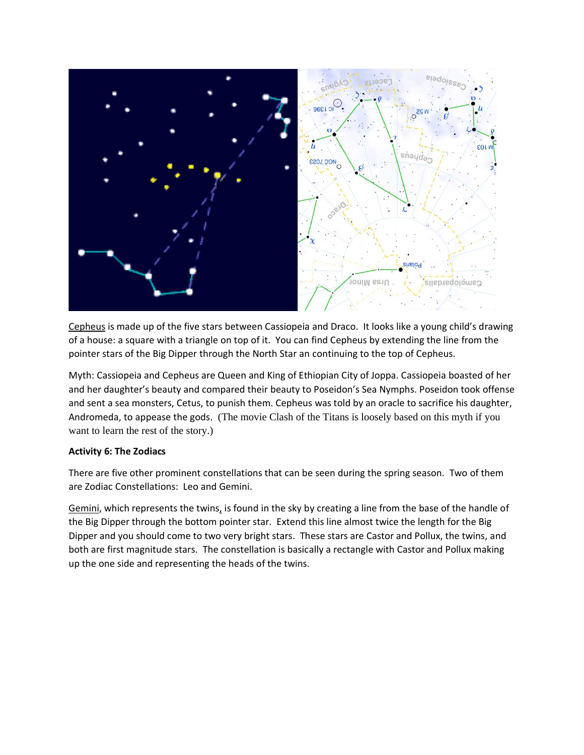Cepheus is made up of the five stars between Cassiopeia and Draco. It looks like a young child's drawing of a house: a square with a triangle on top of it. You can find Cepheus by extending the line from the pointer stars of the Big Dipper through the North Star an continuing to the top of Cepheus.

Myth: Cassiopeia and Cepheus are Queen and King of Ethiopian City of Joppa. Cassiopeia boasted of her and her daughter's beauty and compared their beauty to Poseidon's Sea Nymphs. Poseidon took offense and sent a sea monsters, Cetus, to punish them. Cepheus was told by an oracle to sacrifice his daughter, Andromeda, to appease the gods. (The movie Clash of the Titans is loosely based on this myth if you want to learn the rest of the story.)

**Activity 6: The Zodiacs**

There are five other prominent constellations that can be seen during the spring season. Two of them are Zodiac Constellations: Leo and Gemini.

Gemini, which represents the twins, is found in the sky by creating a line from the base of the handle of the Big Dipper through the bottom pointer star. Extend this line almost twice the length for the Big Dipper and you should come to two very bright stars. These stars are Castor and Pollux, the twins, and both are first magnitude stars. The constellation is basically a rectangle with Castor and Pollux making up the one side and representing the heads of the twins.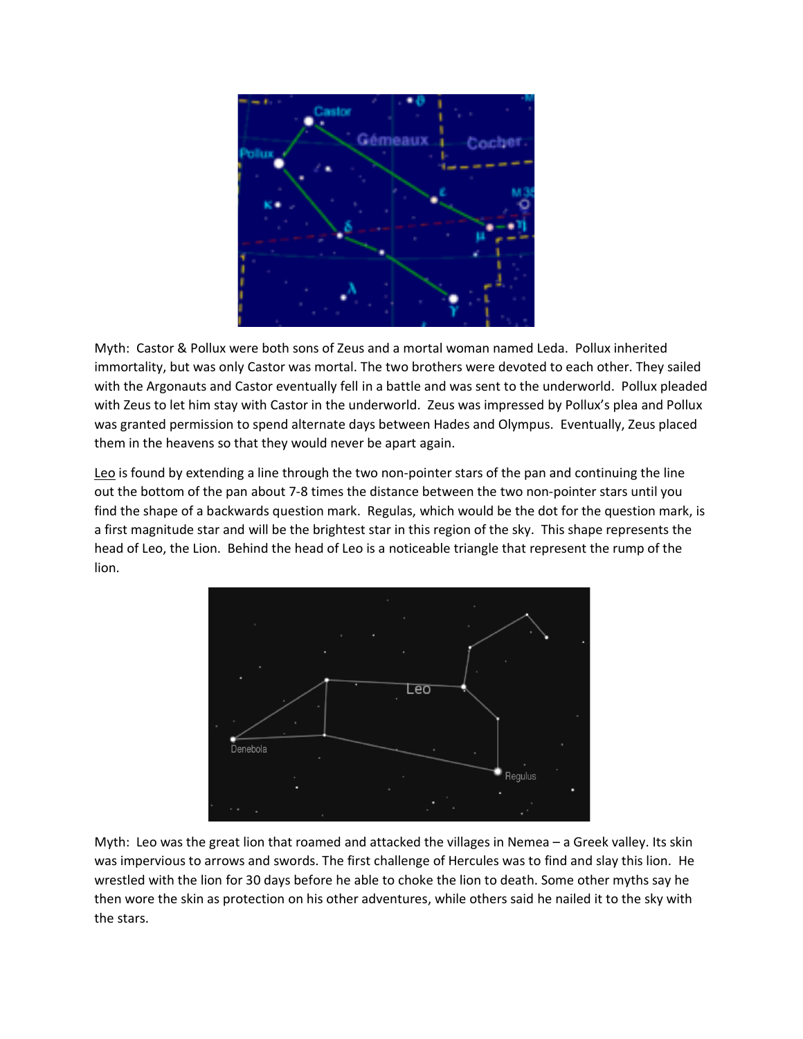Myth: Castor & Pollux were both sons of Zeus and a mortal woman named Leda. Pollux inherited immortality, but was only Castor was mortal. The two brothers were devoted to each other. They sailed with the Argonauts and Castor eventually fell in a battle and was sent to the underworld. Pollux pleaded with Zeus to let him stay with Castor in the underworld. Zeus was impressed by Pollux's plea and Pollux was granted permission to spend alternate days between Hades and Olympus. Eventually, Zeus placed them in the heavens so that they would never be apart again.

<u>Leo</u> is found by extending a line through the two non-pointer stars of the pan and continuing the line out the bottom of the pan about 7-8 times the distance between the two non-pointer stars until you find the shape of a backwards question mark. Regulas, which would be the dot for the question mark, is a first magnitude star and will be the brightest star in this region of the sky. This shape represents the head of Leo, the Lion. Behind the head of Leo is a noticeable triangle that represent the rump of the lion.

Myth: Leo was the great lion that roamed and attacked the villages in Nemea – a Greek valley. Its skin was impervious to arrows and swords. The first challenge of Hercules was to find and slay this lion. He wrestled with the lion for 30 days before he able to choke the lion to death. Some other myths say he then wore the skin as protection on his other adventures, while others said he nailed it to the sky with the stars.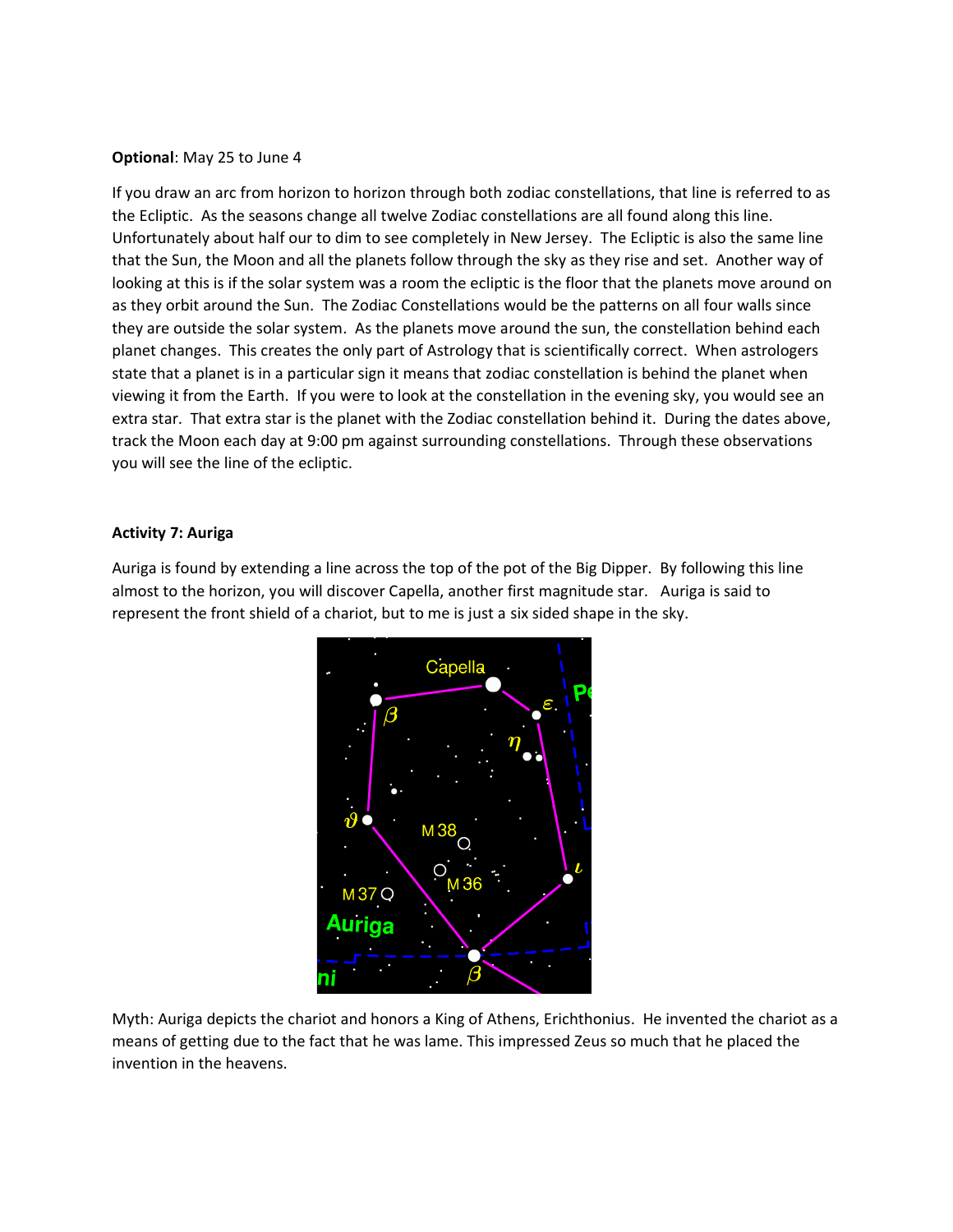**Optional**: May 25 to June 4

If you draw an arc from horizon to horizon through both zodiac constellations, that line is referred to as the Ecliptic. As the seasons change all twelve Zodiac constellations are all found along this line. Unfortunately about half our to dim to see completely in New Jersey. The Ecliptic is also the same line that the Sun, the Moon and all the planets follow through the sky as they rise and set. Another way of looking at this is if the solar system was a room the ecliptic is the floor that the planets move around on as they orbit around the Sun. The Zodiac Constellations would be the patterns on all four walls since they are outside the solar system. As the planets move around the sun, the constellation behind each planet changes. This creates the only part of Astrology that is scientifically correct. When astrologers state that a planet is in a particular sign it means that zodiac constellation is behind the planet when viewing it from the Earth. If you were to look at the constellation in the evening sky, you would see an extra star. That extra star is the planet with the Zodiac constellation behind it. During the dates above, track the Moon each day at 9:00 pm against surrounding constellations. Through these observations you will see the line of the ecliptic.

**Activity 7: Auriga**

Auriga is found by extending a line across the top of the pot of the Big Dipper. By following this line almost to the horizon, you will discover Capella, another first magnitude star. Auriga is said to represent the front shield of a chariot, but to me is just a six sided shape in the sky.

Myth: Auriga depicts the chariot and honors a King of Athens, Erichthonius. He invented the chariot as a means of getting due to the fact that he was lame. This impressed Zeus so much that he placed the invention in the heavens.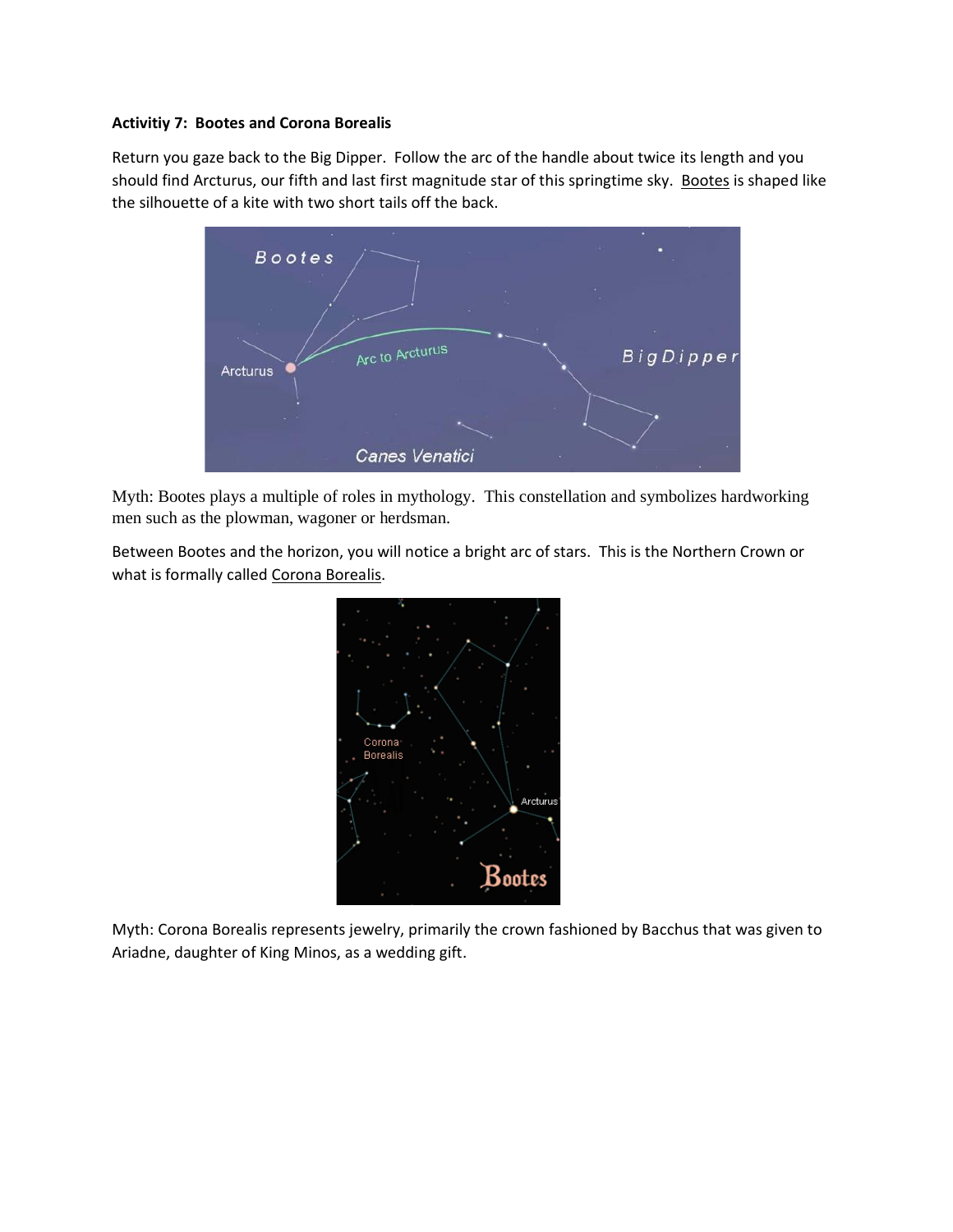**Activitiy 7: Bootes and Corona Borealis**

Return you gaze back to the Big Dipper. Follow the arc of the handle about twice its length and you should find Arcturus, our fifth and last first magnitude star of this springtime sky. Bootes is shaped like the silhouette of a kite with two short tails off the back.

Bootes

Arcturus

Arc to Arcturus

BigDipper

Canes Venatici

Myth: Bootes plays a multiple of roles in mythology. This constellation and symbolizes hardworking men such as the plowman, wagoner or herdsman.

Between Bootes and the horizon, you will notice a bright arc of stars. This is the Northern Crown or what is formally called Corona Borealis.

Corona Borealis

Arcturus

Bootes

Myth: Corona Borealis represents jewelry, primarily the crown fashioned by Bacchus that was given to Ariadne, daughter of King Minos, as a wedding gift.